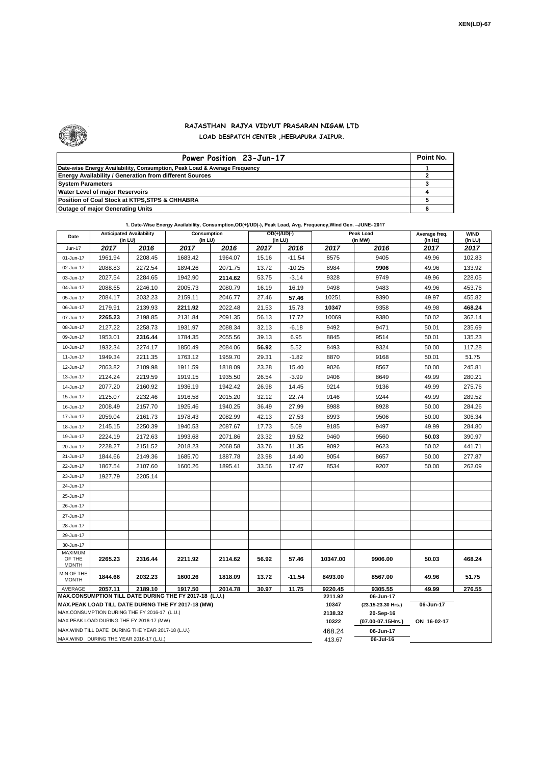XEN(LD)-67

# RAJASTHAN RAJYA VIDYUT PRASARAN NIGAM LTD

## LOAD DESPATCH CENTER ,HEERAPURA JAIPUR.

| Power Position 23-Jun-17 | Point No. |
|---|---|
| Date-wise Energy Availability, Consumption, Peak Load & Average Frequency | 1 |
| Energy Availability / Generation from different Sources | 2 |
| System Parameters | 3 |
| Water Level of major Reservoirs | 4 |
| Position of Coal Stock at KTPS,STPS & CHHABRA | 5 |
| Outage of major Generating Units | 6 |

**1. Date-Wise Energy Availability, Consumption,OD(+)/UD(-), Peak Load, Avg. Frequency,Wind Gen. –JUNE- 2017**

| Date | Anticipated Availability (In LU) | | Consumption (In LU) | | OD(+)/UD(-) (In LU) | | Peak Load (In MW) | | Average freq. (In Hz) | WIND (in LU) |
|---|---|---|---|---|---|---|---|---|---|---|
| Jun-17 | 2017 | 2016 | 2017 | 2016 | 2017 | 2016 | 2017 | 2016 | 2017 | 2017 |
| 01-Jun-17 | 1961.94 | 2208.45 | 1683.42 | 1964.07 | 15.16 | -11.54 | 8575 | 9405 | 49.96 | 102.83 |
| 02-Jun-17 | 2088.83 | 2272.54 | 1894.26 | 2071.75 | 13.72 | -10.25 | 8984 | **9906** | 49.96 | 133.92 |
| 03-Jun-17 | 2027.54 | 2284.65 | 1942.90 | **2114.62** | 53.75 | -3.14 | 9328 | 9749 | 49.96 | 228.05 |
| 04-Jun-17 | 2088.65 | 2246.10 | 2005.73 | 2080.79 | 16.19 | 16.19 | 9498 | 9483 | 49.96 | 453.76 |
| 05-Jun-17 | 2084.17 | 2032.23 | 2159.11 | 2046.77 | 27.46 | **57.46** | 10251 | 9390 | 49.97 | 455.82 |
| 06-Jun-17 | 2179.91 | 2139.93 | **2211.92** | 2022.48 | 21.53 | 15.73 | **10347** | 9358 | 49.98 | **468.24** |
| 07-Jun-17 | **2265.23** | 2198.85 | 2131.84 | 2091.35 | 56.13 | 17.72 | 10069 | 9380 | 50.02 | 362.14 |
| 08-Jun-17 | 2127.22 | 2258.73 | 1931.97 | 2088.34 | 32.13 | -6.18 | 9492 | 9471 | 50.01 | 235.69 |
| 09-Jun-17 | 1953.01 | **2316.44** | 1784.35 | 2055.56 | 39.13 | 6.95 | 8845 | 9514 | 50.01 | 135.23 |
| 10-Jun-17 | 1932.34 | 2274.17 | 1850.49 | 2084.06 | **56.92** | 5.52 | 8493 | 9324 | 50.00 | 117.28 |
| 11-Jun-17 | 1949.34 | 2211.35 | 1763.12 | 1959.70 | 29.31 | -1.82 | 8870 | 9168 | 50.01 | 51.75 |
| 12-Jun-17 | 2063.82 | 2109.98 | 1911.59 | 1818.09 | 23.28 | 15.40 | 9026 | 8567 | 50.00 | 245.81 |
| 13-Jun-17 | 2124.24 | 2219.59 | 1919.15 | 1935.50 | 26.54 | -3.99 | 9406 | 8649 | 49.99 | 280.21 |
| 14-Jun-17 | 2077.20 | 2160.92 | 1936.19 | 1942.42 | 26.98 | 14.45 | 9214 | 9136 | 49.99 | 275.76 |
| 15-Jun-17 | 2125.07 | 2232.46 | 1916.58 | 2015.20 | 32.12 | 22.74 | 9146 | 9244 | 49.99 | 289.52 |
| 16-Jun-17 | 2008.49 | 2157.70 | 1925.46 | 1940.25 | 36.49 | 27.99 | 8988 | 8928 | 50.00 | 284.26 |
| 17-Jun-17 | 2059.04 | 2161.73 | 1978.43 | 2082.99 | 42.13 | 27.53 | 8993 | 9506 | 50.00 | 306.34 |
| 18-Jun-17 | 2145.15 | 2250.39 | 1940.53 | 2087.67 | 17.73 | 5.09 | 9185 | 9497 | 49.99 | 284.80 |
| 19-Jun-17 | 2224.19 | 2172.63 | 1993.68 | 2071.86 | 23.32 | 19.52 | 9460 | 9560 | **50.03** | 390.97 |
| 20-Jun-17 | 2228.27 | 2151.52 | 2018.23 | 2068.58 | 33.76 | 11.35 | 9092 | 9623 | 50.02 | 441.71 |
| 21-Jun-17 | 1844.66 | 2149.36 | 1685.70 | 1887.78 | 23.98 | 14.40 | 9054 | 8657 | 50.00 | 277.87 |
| 22-Jun-17 | 1867.54 | 2107.60 | 1600.26 | 1895.41 | 33.56 | 17.47 | 8534 | 9207 | 50.00 | 262.09 |
| 23-Jun-17 | 1927.79 | 2205.14 | | | | | | | | |
| 24-Jun-17 | | | | | | | | | | |
| 25-Jun-17 | | | | | | | | | | |
| 26-Jun-17 | | | | | | | | | | |
| 27-Jun-17 | | | | | | | | | | |
| 28-Jun-17 | | | | | | | | | | |
| 29-Jun-17 | | | | | | | | | | |
| 30-Jun-17 | | | | | | | | | | |
| MAXIMUM OF THE MONTH | **2265.23** | **2316.44** | **2211.92** | **2114.62** | **56.92** | **57.46** | **10347.00** | **9906.00** | **50.03** | **468.24** |
| MIN OF THE MONTH | **1844.66** | **2032.23** | **1600.26** | **1818.09** | **13.72** | **-11.54** | **8493.00** | **8567.00** | **49.96** | **51.75** |
| AVERAGE | **2057.11** | **2189.10** | **1917.50** | **2014.78** | **30.97** | **11.75** | **9220.45** | **9305.55** | **49.99** | **276.55** |
| MAX.CONSUMPTION TILL DATE DURING THE FY 2017-18 (L.U.) | | | | | | | 2211.92 | 06-Jun-17 | | |
| MAX.PEAK LOAD TILL DATE DURING THE FY 2017-18 (MW) | | | | | | | 10347 | (23.15-23.30 Hrs.) | 06-Jun-17 | |
| MAX.CONSUMPTION DURING THE FY 2016-17 (L.U.) | | | | | | | 2138.32 | 20-Sep-16 | | |
| MAX.PEAK LOAD DURING THE FY 2016-17 (MW) | | | | | | | 10322 | (07.00-07.15Hrs.) | ON 16-02-17 | |
| MAX.WIND TILL DATE DURING THE YEAR 2017-18 (L.U.) | | | | | | | 468.24 | 06-Jun-17 | | |
| MAX.WIND DURING THE YEAR 2016-17 (L.U.) | | | | | | | 413.67 | 06-Jul-16 | | |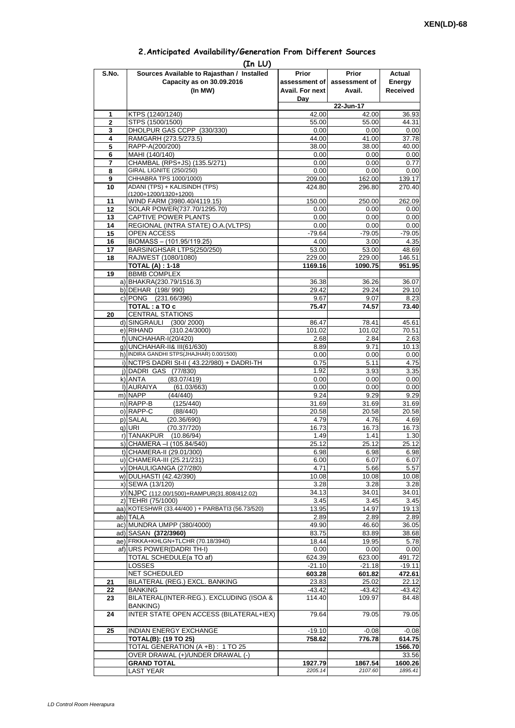XEN(LD)-68

## 2.Anticipated Availability/Generation From Different Sources

(In LU)

| S.No. | Sources Available to Rajasthan / Installed Capacity as on 30.09.2016 (In MW) | Prior assessment of Avail. For next Day | Prior assessment of Avail. | Actual Energy Received |
|---|---|---|---|---|
| | | | 22-Jun-17 | |
| 1 | KTPS (1240/1240) | 42.00 | 42.00 | 36.93 |
| 2 | STPS (1500/1500) | 55.00 | 55.00 | 44.31 |
| 3 | DHOLPUR GAS CCPP (330/330) | 0.00 | 0.00 | 0.00 |
| 4 | RAMGARH (273.5/273.5) | 44.00 | 41.00 | 37.78 |
| 5 | RAPP-A(200/200) | 38.00 | 38.00 | 40.00 |
| 6 | MAHI (140/140) | 0.00 | 0.00 | 0.00 |
| 7 | CHAMBAL (RPS+JS) (135.5/271) | 0.00 | 0.00 | 0.77 |
| 8 | GIRAL LIGNITE (250/250) | 0.00 | 0.00 | 0.00 |
| 9 | CHHABRA TPS 1000/1000) | 209.00 | 162.00 | 139.17 |
| 10 | ADANI (TPS) + KALISINDH (TPS) (1200+1200/1320+1200) | 424.80 | 296.80 | 270.40 |
| 11 | WIND FARM (3980.40/4119.15) | 150.00 | 250.00 | 262.09 |
| 12 | SOLAR POWER(737.70/1295.70) | 0.00 | 0.00 | 0.00 |
| 13 | CAPTIVE POWER PLANTS | 0.00 | 0.00 | 0.00 |
| 14 | REGIONAL (INTRA STATE) O.A.(VLTPS) | 0.00 | 0.00 | 0.00 |
| 15 | OPEN ACCESS | -79.64 | -79.05 | -79.05 |
| 16 | BIOMASS – (101.95/119.25) | 4.00 | 3.00 | 4.35 |
| 17 | BARSINGHSAR LTPS(250/250) | 53.00 | 53.00 | 48.69 |
| 18 | RAJWEST (1080/1080) | 229.00 | 229.00 | 146.51 |
| | **TOTAL (A) : 1-18** | **1169.16** | **1090.75** | **951.95** |
| 19 | BBMB COMPLEX | | | |
| | a) BHAKRA(230.79/1516.3) | 36.38 | 36.26 | 36.07 |
| | b) DEHAR (198/ 990) | 29.42 | 29.24 | 29.10 |
| | c) PONG (231.66/396) | 9.67 | 9.07 | 8.23 |
| | **TOTAL : a TO c** | **75.47** | **74.57** | **73.40** |
| 20 | CENTRAL STATIONS | | | |
| | d) SINGRAULI (300/ 2000) | 86.47 | 78.41 | 45.61 |
| | e) RIHAND (310.24/3000) | 101.02 | 101.02 | 70.51 |
| | f) UNCHAHAR-I(20/420) | 2.68 | 2.84 | 2.63 |
| | g) UNCHAHAR-II& III(61/630) | 8.89 | 9.71 | 10.13 |
| | h) INDIRA GANDHI STPS(JHAJHAR) 0.00/1500) | 0.00 | 0.00 | 0.00 |
| | i) NCTPS DADRI St-II ( 43.22/980) + DADRI-TH | 0.75 | 5.11 | 4.75 |
| | j) DADRI GAS (77/830) | 1.92 | 3.93 | 3.35 |
| | k) ANTA (83.07/419) | 0.00 | 0.00 | 0.00 |
| | l) AURAIYA (61.03/663) | 0.00 | 0.00 | 0.00 |
| | m) NAPP (44/440) | 9.24 | 9.29 | 9.29 |
| | n) RAPP-B (125/440) | 31.69 | 31.69 | 31.69 |
| | o) RAPP-C (88/440) | 20.58 | 20.58 | 20.58 |
| | p) SALAL (20.36/690) | 4.79 | 4.76 | 4.69 |
| | q) URI (70.37/720) | 16.73 | 16.73 | 16.73 |
| | r) TANAKPUR (10.86/94) | 1.49 | 1.41 | 1.30 |
| | s) CHAMERA –I (105.84/540) | 25.12 | 25.12 | 25.12 |
| | t) CHAMERA-II (29.01/300) | 6.98 | 6.98 | 6.98 |
| | u) CHAMERA-III (25.21/231) | 6.00 | 6.07 | 6.07 |
| | v) DHAULIGANGA (27/280) | 4.71 | 5.66 | 5.57 |
| | w) DULHASTI (42.42/390) | 10.08 | 10.08 | 10.08 |
| | x) SEWA (13/120) | 3.28 | 3.28 | 3.28 |
| | y) NJPC (112.00/1500)+RAMPUR(31.808/412.02) | 34.13 | 34.01 | 34.01 |
| | z) TEHRI (75/1000) | 3.45 | 3.45 | 3.45 |
| | aa) KOTESHWR (33.44/400 ) + PARBATI3 (56.73/520) | 13.95 | 14.97 | 19.13 |
| | ab) TALA | 2.89 | 2.89 | 2.89 |
| | ac) MUNDRA UMPP (380/4000) | 49.90 | 46.60 | 36.05 |
| | ad) SASAN **(372/3960)** | 83.75 | 83.89 | 38.68 |
| | ae) FRKKA+KHLGN+TLCHR (70.18/3940) | 18.44 | 19.95 | 5.78 |
| | af) URS POWER(DADRI TH-I) | 0.00 | 0.00 | 0.00 |
| | TOTAL SCHEDULE(a TO af) | 624.39 | 623.00 | 491.72 |
| | LOSSES | -21.10 | -21.18 | -19.11 |
| | NET SCHEDULED | **603.28** | **601.82** | **472.61** |
| 21 | BILATERAL (REG.) EXCL. BANKING | 23.83 | 25.02 | 22.12 |
| 22 | BANKING | -43.42 | -43.42 | -43.42 |
| 23 | BILATERAL(INTER-REG.). EXCLUDING (ISOA & BANKING) | 114.40 | 109.97 | 84.48 |
| 24 | INTER STATE OPEN ACCESS (BILATERAL+IEX) | 79.64 | 79.05 | 79.05 |
| 25 | INDIAN ENERGY EXCHANGE | -19.10 | -0.08 | -0.08 |
| | **TOTAL(B): (19 TO 25)** | **758.62** | **776.78** | **614.75** |
| | TOTAL GENERATION (A +B) : 1 TO 25 | | | **1566.70** |
| | OVER DRAWAL (+)/UNDER DRAWAL (-) | | | 33.56 |
| | **GRAND TOTAL** | **1927.79** | **1867.54** | **1600.26** |
| | LAST YEAR | *2205.14* | *2107.60* | *1895.41* |

LD Control Room Heerapura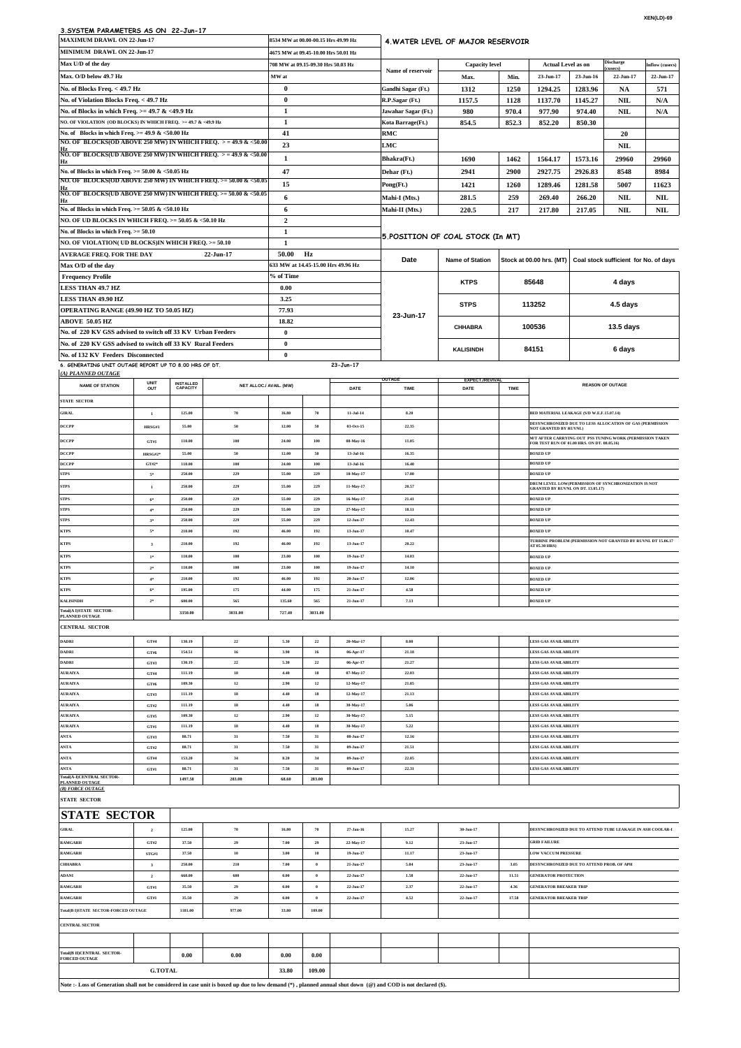XEN(LD)-69

## 3. SYSTEM PARAMETERS AS ON 22-Jun-17

| | |
|---|---|
| MAXIMUM DRAWL ON 22-Jun-17 | 8534 MW at 00.00-00.15 Hrs 49.99 Hz |
| MINIMUM DRAWL ON 22-Jun-17 | 4675 MW at 09.45-10.00 Hrs 50.01 Hz |
| Max U/D of the day | 708 MW at 09.15-09.30 Hrs 50.03 Hz |
| Max. O/D below 49.7 Hz | MW at |
| No. of Blocks Freq. < 49.7 Hz | 0 |
| No. of Violation Blocks Freq. < 49.7 Hz | 0 |
| No. of Blocks in which Freq. >= 49.7 & <49.9 Hz | 1 |
| NO. OF VIOLATION (OD BLOCKS) IN WHICH FREQ. >= 49.7 & <49.9 Hz | 1 |
| No. of Blocks in which Freq. >= 49.9 & <50.00 Hz | 41 |
| NO. OF BLOCKS(OD ABOVE 250 MW) IN WHICH FREQ. > = 49.9 & <50.00 Hz | 23 |
| NO. OF BLOCKS(UD ABOVE 250 MW) IN WHICH FREQ. > = 49.9 & <50.00 Hz | 1 |
| No. of Blocks in which Freq. >= 50.00 & <50.05 Hz | 47 |
| NO. OF BLOCKS(OD ABOVE 250 MW) IN WHICH FREQ. >= 50.00 & <50.05 Hz | 15 |
| NO. OF BLOCKS(UD ABOVE 250 MW) IN WHICH FREQ. >= 50.00 & <50.05 Hz | 6 |
| No. of Blocks in which Freq. >= 50.05 & <50.10 Hz | 6 |
| NO. OF UD BLOCKS IN WHICH FREQ. >= 50.05 & <50.10 Hz | 2 |
| No. of Blocks in which Freq. >= 50.10 | 1 |
| NO. OF VIOLATION( UD BLOCKS)IN WHICH FREQ. >= 50.10 | 1 |
| AVERAGE FREQ. FOR THE DAY 22-Jun-17 | 50.00 Hz |
| Max O/D of the day | 633 MW at 14.45-15.00 Hrs 49.96 Hz |
| Frequency Profile | % of Time |
| LESS THAN 49.7 HZ | 0.00 |
| LESS THAN 49.90 HZ | 3.25 |
| OPERATING RANGE (49.90 HZ TO 50.05 HZ) | 77.93 |
| ABOVE 50.05 HZ | 18.82 |
| No. of 220 KV GSS advised to switch off 33 KV Urban Feeders | 0 |
| No. of 220 KV GSS advised to switch off 33 KV Rural Feeders | 0 |
| No. of 132 KV Feeders Disconnected | 0 |

## 4. WATER LEVEL OF MAJOR RESERVOIR

| Name of reservoir | Capacity level Max. | Capacity level Min. | Actual Level as on 23-Jun-17 | Actual Level as on 23-Jun-16 | Discharge (cusecs) 22-Jun-17 | Inflow (cusecs) 22-Jun-17 |
|---|---|---|---|---|---|---|
| Gandhi Sagar (Ft.) | 1312 | 1250 | 1294.25 | 1283.96 | NA | 571 |
| R.P.Sagar (Ft.) | 1157.5 | 1128 | 1137.70 | 1145.27 | NIL | N/A |
| Jawahar Sagar (Ft.) | 980 | 970.4 | 977.90 | 974.40 | NIL | N/A |
| Kota Barrage(Ft.) | 854.5 | 852.3 | 852.20 | 850.30 | | |
| RMC | | | | | 20 | |
| LMC | | | | | NIL | |
| Bhakra(Ft.) | 1690 | 1462 | 1564.17 | 1573.16 | 29960 | 29960 |
| Dehar (Ft.) | 2941 | 2900 | 2927.75 | 2926.83 | 8548 | 8984 |
| Pong(Ft.) | 1421 | 1260 | 1289.46 | 1281.58 | 5007 | 11623 |
| Mahi-I (Mts.) | 281.5 | 259 | 269.40 | 266.20 | NIL | NIL |
| Mahi-II (Mts.) | 220.5 | 217 | 217.80 | 217.05 | NIL | NIL |

## 5. POSITION OF COAL STOCK (In MT)

| Date | Name of Station | Stock at 00.00 hrs. (MT) | Coal stock sufficient for No. of days |
|---|---|---|---|
| 23-Jun-17 | KTPS | 85648 | 4 days |
| | STPS | 113252 | 4.5 days |
| | CHHABRA | 100536 | 13.5 days |
| | KALISINDH | 84151 | 6 days |

## 6. GENERATING UNIT OUTAGE REPORT UP TO 8.00 HRS OF DT. 23-Jun-17

### (A) PLANNED OUTAGE

| NAME OF STATION | UNIT OUT | INSTALLED CAPACITY | NET ALLOC./ AVAIL. (MW) | | | OUTAGE DATE | OUTAGE TIME | EXPECT./REVIVAL DATE | EXPECT./REVIVAL TIME | REASON OF OUTAGE |
|---|---|---|---|---|---|---|---|---|---|---|
| **STATE SECTOR** | | | | | | | | | | |
| GIRAL | 1 | 125.00 | 70 | 16.80 | 70 | 11-Jul-14 | 8.20 | | | BED MATERIAL LEAKAGE (S/D W.E.F.15.07.14) |
| DCCPP | HRSG#1 | 55.00 | 50 | 12.00 | 50 | 03-Oct-15 | 22.35 | | | DESYNCHRONIZED DUE TO LESS ALLOCATION OF GAS (PERMISSION NOT GRANTED BY RUVNL) |
| DCCPP | GT#1 | 110.00 | 100 | 24.00 | 100 | 08-May-16 | 11.05 | | | M/T AFTER CARRYING OUT PSS TUNING WORK (PERMISSION TAKEN FOR TEST RUN OF 01.00 HRS. ON DT. 08.05.16) |
| DCCPP | HRSG#2* | 55.00 | 50 | 12.00 | 50 | 13-Jul-16 | 16.35 | | | BOXED UP |
| DCCPP | GT#2* | 110.00 | 100 | 24.00 | 100 | 13-Jul-16 | 16.40 | | | BOXED UP |
| STPS | 5* | 250.00 | 229 | 55.00 | 229 | 10-May-17 | 17.00 | | | BOXED UP |
| STPS | 1 | 250.00 | 229 | 55.00 | 229 | 11-May-17 | 20.57 | | | DRUM LEVEL LOW(PERMISSION OF SYNCHRONIZATION IS NOT GRANTED BY RUVNL ON DT. 13.05.17) |
| STPS | 6* | 250.00 | 229 | 55.00 | 229 | 16-May-17 | 21.41 | | | BOXED UP |
| STPS | 4* | 250.00 | 229 | 55.00 | 229 | 27-May-17 | 18.11 | | | BOXED UP |
| STPS | 3* | 250.00 | 229 | 55.00 | 229 | 12-Jun-17 | 12.43 | | | BOXED UP |
| KTPS | 5* | 210.00 | 192 | 46.00 | 192 | 13-Jun-17 | 10.47 | | | BOXED UP |
| KTPS | 3 | 210.00 | 192 | 46.00 | 192 | 13-Jun-17 | 20.22 | | | TURBINE PROBLEM (PERMISSION NOT GRANTED BY RUVNL DT 15.06.17 AT 05.30 HRS) |
| KTPS | 1* | 110.00 | 100 | 23.00 | 100 | 19-Jun-17 | 14.03 | | | BOXED UP |
| KTPS | 2* | 110.00 | 100 | 23.00 | 100 | 19-Jun-17 | 14.10 | | | BOXED UP |
| KTPS | 4* | 210.00 | 192 | 46.00 | 192 | 20-Jun-17 | 12.06 | | | BOXED UP |
| KTPS | 6* | 195.00 | 175 | 44.00 | 175 | 21-Jun-17 | 6.58 | | | BOXED UP |
| KALISINDH | 2* | 600.00 | 565 | 135.60 | 565 | 21-Jun-17 | 7.13 | | | BOXED UP |
| Total(A I)STATE SECTOR-PLANNED OUTAGE | | 3350.00 | 3031.00 | 727.40 | 3031.00 | | | | | |
| **CENTRAL SECTOR** | | | | | | | | | | |
| DADRI | GT#4 | 130.19 | 22 | 5.30 | 22 | 20-Mar-17 | 8.00 | | | LESS GAS AVAILABILITY |
| DADRI | GT#6 | 154.51 | 16 | 3.90 | 16 | 06-Apr-17 | 21.18 | | | LESS GAS AVAILABILITY |
| DADRI | GT#3 | 130.19 | 22 | 5.30 | 22 | 06-Apr-17 | 21.27 | | | LESS GAS AVAILABILITY |
| AURAIYA | GT#4 | 111.19 | 18 | 4.40 | 18 | 07-May-17 | 22.03 | | | LESS GAS AVAILABILITY |
| AURAIYA | GT#6 | 109.30 | 12 | 2.90 | 12 | 12-May-17 | 21.05 | | | LESS GAS AVAILABILITY |
| AURAIYA | GT#3 | 111.19 | 18 | 4.40 | 18 | 12-May-17 | 21.13 | | | LESS GAS AVAILABILITY |
| AURAIYA | GT#2 | 111.19 | 18 | 4.40 | 18 | 30-May-17 | 5.06 | | | LESS GAS AVAILABILITY |
| AURAIYA | GT#5 | 109.30 | 12 | 2.90 | 12 | 30-May-17 | 5.15 | | | LESS GAS AVAILABILITY |
| AURAIYA | GT#1 | 111.19 | 18 | 4.40 | 18 | 30-May-17 | 5.22 | | | LESS GAS AVAILABILITY |
| ANTA | GT#3 | 88.71 | 31 | 7.50 | 31 | 08-Jun-17 | 12.16 | | | LESS GAS AVAILABILITY |
| ANTA | GT#2 | 88.71 | 31 | 7.50 | 31 | 09-Jun-17 | 21.51 | | | LESS GAS AVAILABILITY |
| ANTA | GT#4 | 153.20 | 34 | 8.20 | 34 | 09-Jun-17 | 22.05 | | | LESS GAS AVAILABILITY |
| ANTA | GT#1 | 88.71 | 31 | 7.50 | 31 | 09-Jun-17 | 22.31 | | | LESS GAS AVAILABILITY |
| Total(A-II)CENTRAL SECTOR-PLANNED OUTAGE | | 1497.58 | 283.00 | 68.60 | 283.00 | | | | | |

### (B) FORCE OUTAGE

| NAME OF STATION | UNIT OUT | INSTALLED CAPACITY | NET ALLOC./ AVAIL. (MW) | | | OUTAGE DATE | OUTAGE TIME | EXPECT./REVIVAL DATE | EXPECT./REVIVAL TIME | REASON OF OUTAGE |
|---|---|---|---|---|---|---|---|---|---|---|
| **STATE SECTOR** | | | | | | | | | | |
| GIRAL | 2 | 125.00 | 70 | 16.80 | 70 | 27-Jan-16 | 15.27 | 30-Jun-17 | | DESYNCHRONIZED DUE TO ATTEND TUBE LEAKAGE IN ASH COOLAR-I |
| RAMGARH | GT#2 | 37.50 | 29 | 7.00 | 29 | 22-May-17 | 9.12 | 23-Jun-17 | | GRID FAILURE |
| RAMGARH | STG#1 | 37.50 | 10 | 3.00 | 10 | 19-Jun-17 | 11.17 | 23-Jun-17 | | LOW VACCUM PRESSURE |
| CHHABRA | 3 | 250.00 | 210 | 7.00 | 0 | 21-Jun-17 | 5.04 | 23-Jun-17 | 3.05 | DESYNCHRONIZED DUE TO ATTEND PROB. OF APH |
| ADANI | 2 | 660.00 | 600 | 0.00 | 0 | 22-Jun-17 | 1.58 | 22-Jun-17 | 11.51 | GENERATOR PROTECTION |
| RAMGARH | GT#1 | 35.50 | 29 | 0.00 | 0 | 22-Jun-17 | 2.37 | 22-Jun-17 | 4.36 | GENERATOR BREAKER TRIP |
| RAMGARH | GT#1 | 35.50 | 29 | 0.00 | 0 | 22-Jun-17 | 4.52 | 22-Jun-17 | 17.50 | GENERATOR BREAKER TRIP |
| Total(B I)STATE SECTOR-FORCED OUTAGE | | 1181.00 | 977.00 | 33.80 | 109.00 | | | | | |
| **CENTRAL SECTOR** | | | | | | | | | | |
| | | | | | | | | | | |
| Total(B II)CENTRAL SECTOR-FORCED OUTAGE | | 0.00 | 0.00 | 0.00 | 0.00 | | | | | |
| G.TOTAL | | | | 33.80 | 109.00 | | | | | |

Note :- Loss of Generation shall not be considered in case unit is boxed up due to low demand (*) , planned annual shut down (@) and COD is not declared ($).